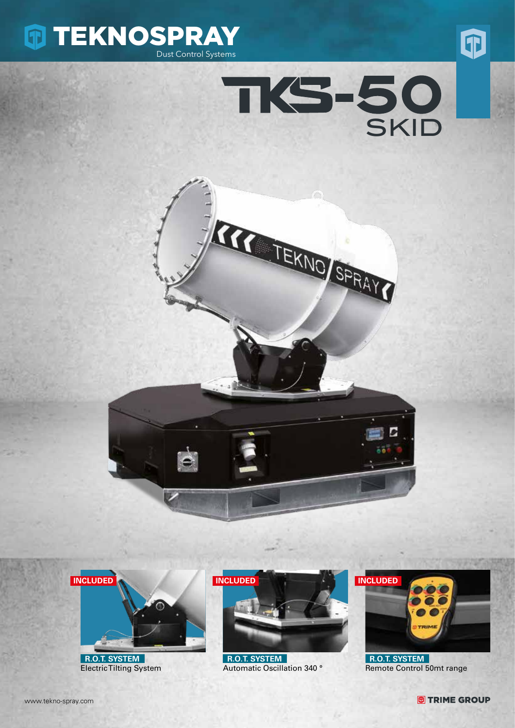# TEKNOSPRAY

Dust Control Systems

# TKS-50 SKID

**INCLUDED**

**R.O.T. SYSTEM**
Electric Tilting System

**INCLUDED**

**R.O.T. SYSTEM**
Automatic Oscillation 340 °

**INCLUDED**

**R.O.T. SYSTEM**
Remote Control 50mt range

www.tekno-spray.com

TRIME GROUP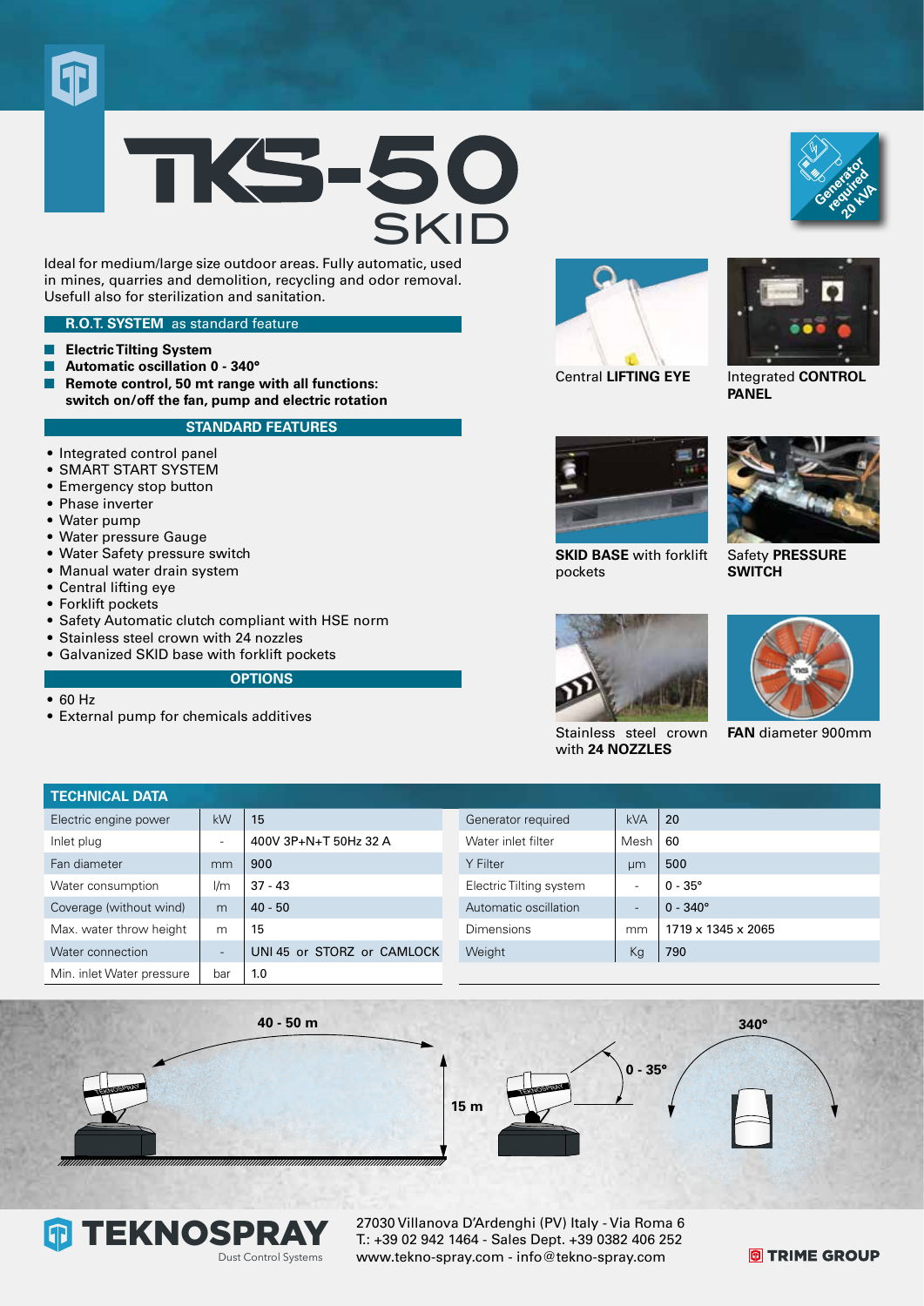# TKS-50 SKID

Generator required 20 kVA

Ideal for medium/large size outdoor areas. Fully automatic, used in mines, quarries and demolition, recycling and odor removal. Usefull also for sterilization and sanitation.

## R.O.T. SYSTEM as standard feature

- **Electric Tilting System**
- **Automatic oscillation 0 - 340°**
- **Remote control, 50 mt range with all functions: switch on/off the fan, pump and electric rotation**

## STANDARD FEATURES

- Integrated control panel
- SMART START SYSTEM
- Emergency stop button
- Phase inverter
- Water pump
- Water pressure Gauge
- Water Safety pressure switch
- Manual water drain system
- Central lifting eye
- Forklift pockets
- Safety Automatic clutch compliant with HSE norm
- Stainless steel crown with 24 nozzles
- Galvanized SKID base with forklift pockets

## OPTIONS

- 60 Hz
- External pump for chemicals additives

Central **LIFTING EYE**

Integrated **CONTROL PANEL**

**SKID BASE** with forklift pockets

Safety **PRESSURE SWITCH**

Stainless steel crown with **24 NOZZLES**

**FAN** diameter 900mm

## TECHNICAL DATA

| | | | | | |
|---|---|---|---|---|---|
| Electric engine power | kW | 15 | Generator required | kVA | 20 |
| Inlet plug | - | 400V 3P+N+T 50Hz 32 A | Water inlet filter | Mesh | 60 |
| Fan diameter | mm | 900 | Y Filter | μm | 500 |
| Water consumption | l/m | 37 - 43 | Electric Tilting system | - | 0 - 35° |
| Coverage (without wind) | m | 40 - 50 | Automatic oscillation | - | 0 - 340° |
| Max. water throw height | m | 15 | Dimensions | mm | 1719 x 1345 x 2065 |
| Water connection | - | UNI 45 or STORZ or CAMLOCK | Weight | Kg | 790 |
| Min. inlet Water pressure | bar | 1.0 | | | |

40 - 50 m

15 m

0 - 35°

340°

**TEKNOSPRAY** Dust Control Systems

27030 Villanova D'Ardenghi (PV) Italy - Via Roma 6
T.: +39 02 942 1464 - Sales Dept. +39 0382 406 252
www.tekno-spray.com - info@tekno-spray.com

TRIME GROUP